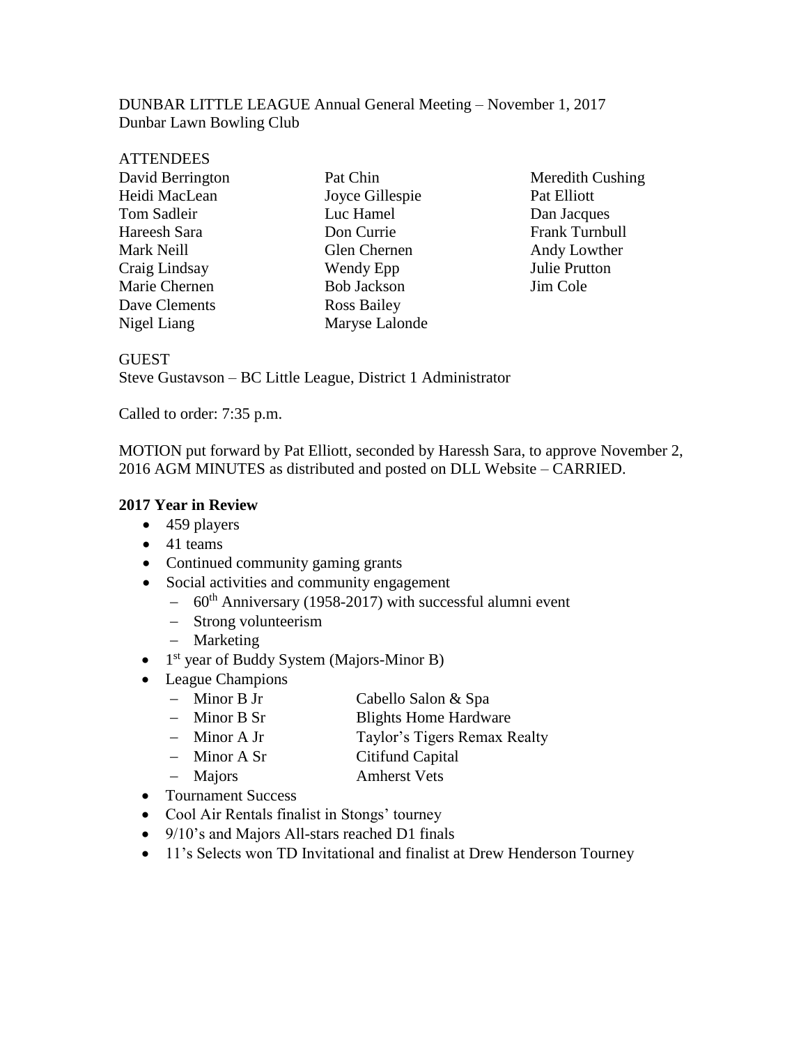DUNBAR LITTLE LEAGUE Annual General Meeting – November 1, 2017
Dunbar Lawn Bowling Club

ATTENDEES

David Berrington
Heidi MacLean
Tom Sadleir
Hareesh Sara
Mark Neill
Craig Lindsay
Marie Chernen
Dave Clements
Nigel Liang
Pat Chin
Joyce Gillespie
Luc Hamel
Don Currie
Glen Chernen
Wendy Epp
Bob Jackson
Ross Bailey
Maryse Lalonde
Meredith Cushing
Pat Elliott
Dan Jacques
Frank Turnbull
Andy Lowther
Julie Prutton
Jim Cole

GUEST
Steve Gustavson – BC Little League, District 1 Administrator

Called to order: 7:35 p.m.

MOTION put forward by Pat Elliott, seconded by Haressh Sara, to approve November 2, 2016 AGM MINUTES as distributed and posted on DLL Website – CARRIED.

**2017 Year in Review**

- 459 players
- 41 teams
- Continued community gaming grants
- Social activities and community engagement
  - 60th Anniversary (1958-2017) with successful alumni event
  - Strong volunteerism
  - Marketing
- 1st year of Buddy System (Majors-Minor B)
- League Champions
  - Minor B Jr — Cabello Salon & Spa
  - Minor B Sr — Blights Home Hardware
  - Minor A Jr — Taylor's Tigers Remax Realty
  - Minor A Sr — Citifund Capital
  - Majors — Amherst Vets
- Tournament Success
- Cool Air Rentals finalist in Stongs' tourney
- 9/10's and Majors All-stars reached D1 finals
- 11's Selects won TD Invitational and finalist at Drew Henderson Tourney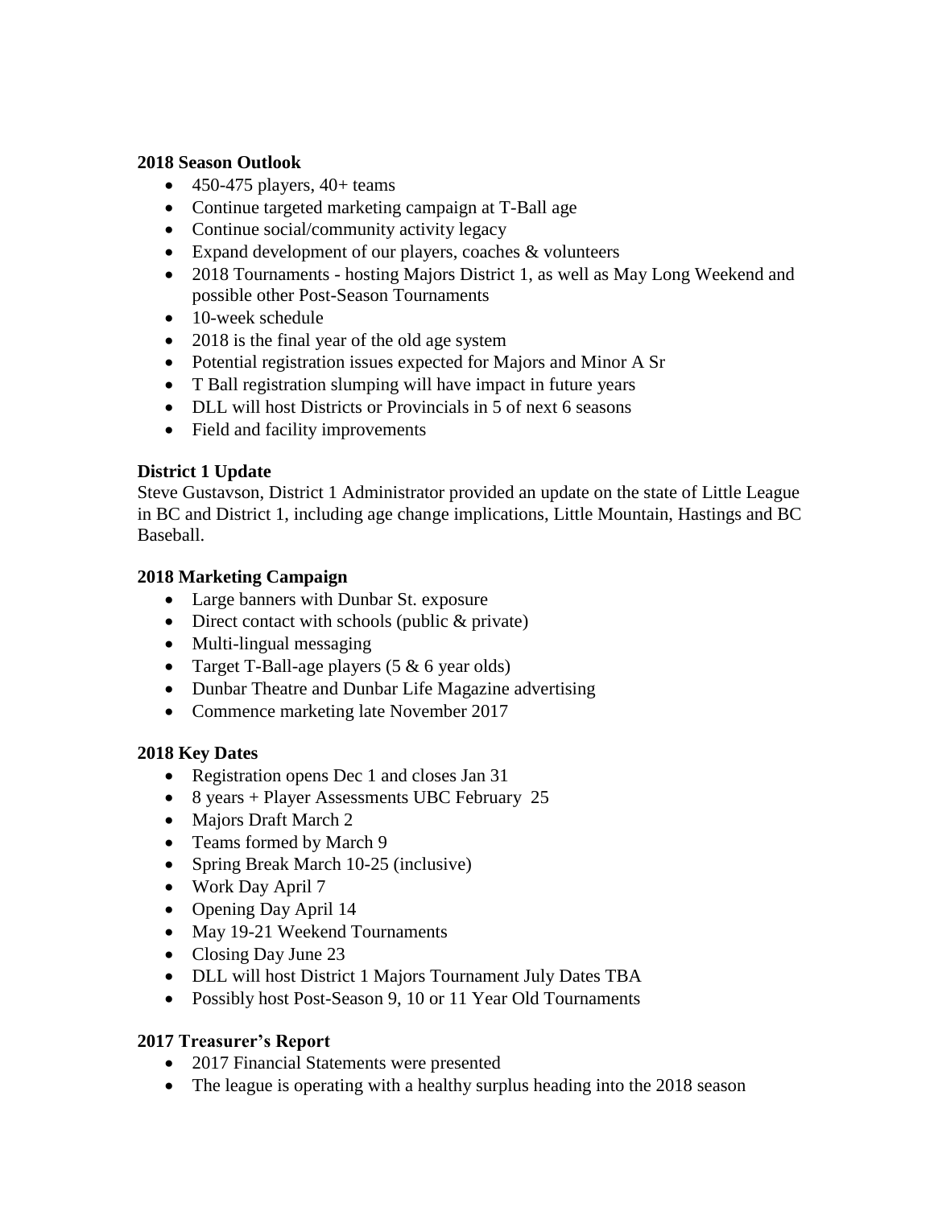**2018 Season Outlook**

- 450-475 players, 40+ teams
- Continue targeted marketing campaign at T-Ball age
- Continue social/community activity legacy
- Expand development of our players, coaches & volunteers
- 2018 Tournaments - hosting Majors District 1, as well as May Long Weekend and possible other Post-Season Tournaments
- 10-week schedule
- 2018 is the final year of the old age system
- Potential registration issues expected for Majors and Minor A Sr
- T Ball registration slumping will have impact in future years
- DLL will host Districts or Provincials in 5 of next 6 seasons
- Field and facility improvements

**District 1 Update**

Steve Gustavson, District 1 Administrator provided an update on the state of Little League in BC and District 1, including age change implications, Little Mountain, Hastings and BC Baseball.

**2018 Marketing Campaign**

- Large banners with Dunbar St. exposure
- Direct contact with schools (public & private)
- Multi-lingual messaging
- Target T-Ball-age players (5 & 6 year olds)
- Dunbar Theatre and Dunbar Life Magazine advertising
- Commence marketing late November 2017

**2018 Key Dates**

- Registration opens Dec 1 and closes Jan 31
- 8 years + Player Assessments UBC February 25
- Majors Draft March 2
- Teams formed by March 9
- Spring Break March 10-25 (inclusive)
- Work Day April 7
- Opening Day April 14
- May 19-21 Weekend Tournaments
- Closing Day June 23
- DLL will host District 1 Majors Tournament July Dates TBA
- Possibly host Post-Season 9, 10 or 11 Year Old Tournaments

**2017 Treasurer's Report**

- 2017 Financial Statements were presented
- The league is operating with a healthy surplus heading into the 2018 season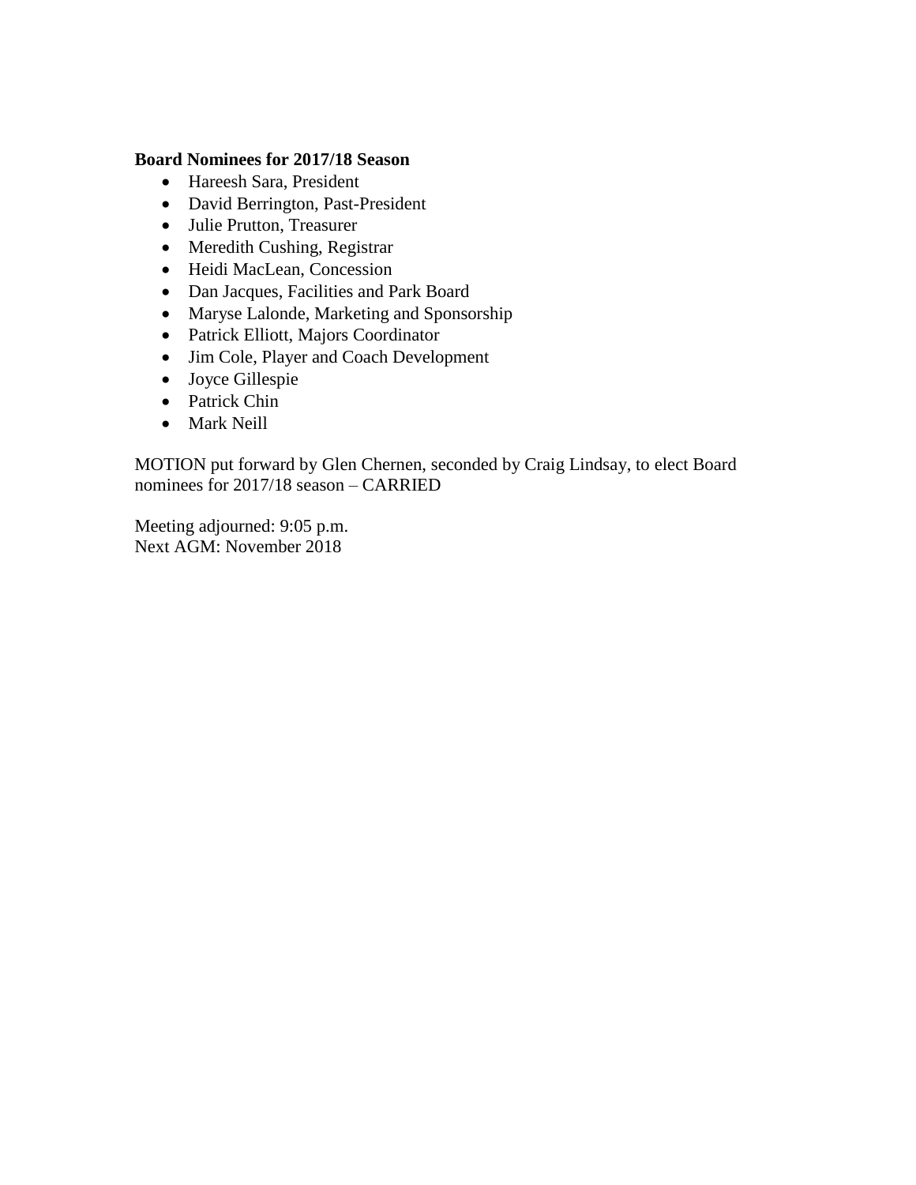**Board Nominees for 2017/18 Season**

- Hareesh Sara, President
- David Berrington, Past-President
- Julie Prutton, Treasurer
- Meredith Cushing, Registrar
- Heidi MacLean, Concession
- Dan Jacques, Facilities and Park Board
- Maryse Lalonde, Marketing and Sponsorship
- Patrick Elliott, Majors Coordinator
- Jim Cole, Player and Coach Development
- Joyce Gillespie
- Patrick Chin
- Mark Neill

MOTION put forward by Glen Chernen, seconded by Craig Lindsay, to elect Board nominees for 2017/18 season – CARRIED

Meeting adjourned: 9:05 p.m.
Next AGM: November 2018